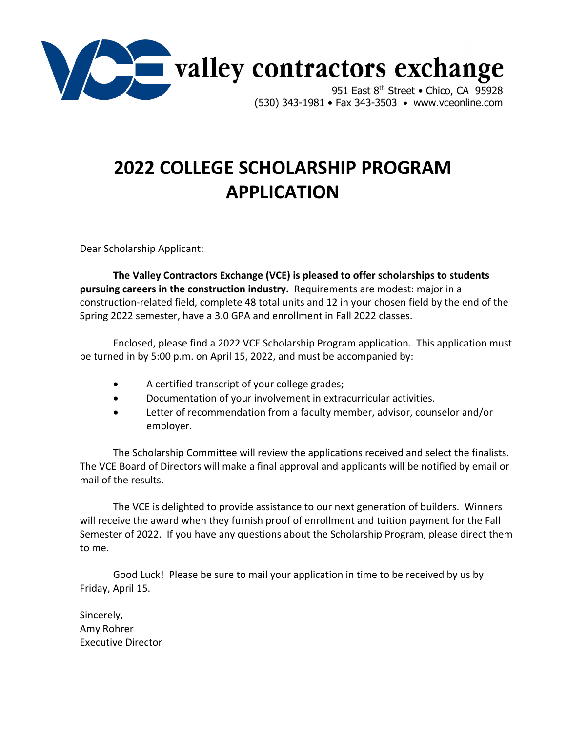valley contractors exchange

951 East 8th Street • Chico, CA 95928
(530) 343-1981 • Fax 343-3503 • www.vceonline.com

# 2022 COLLEGE SCHOLARSHIP PROGRAM APPLICATION

Dear Scholarship Applicant:

**The Valley Contractors Exchange (VCE) is pleased to offer scholarships to students pursuing careers in the construction industry.** Requirements are modest: major in a construction-related field, complete 48 total units and 12 in your chosen field by the end of the Spring 2022 semester, have a 3.0 GPA and enrollment in Fall 2022 classes.

Enclosed, please find a 2022 VCE Scholarship Program application. This application must be turned in by 5:00 p.m. on April 15, 2022, and must be accompanied by:

- A certified transcript of your college grades;
- Documentation of your involvement in extracurricular activities.
- Letter of recommendation from a faculty member, advisor, counselor and/or employer.

The Scholarship Committee will review the applications received and select the finalists. The VCE Board of Directors will make a final approval and applicants will be notified by email or mail of the results.

The VCE is delighted to provide assistance to our next generation of builders. Winners will receive the award when they furnish proof of enrollment and tuition payment for the Fall Semester of 2022. If you have any questions about the Scholarship Program, please direct them to me.

Good Luck! Please be sure to mail your application in time to be received by us by Friday, April 15.

Sincerely,
Amy Rohrer
Executive Director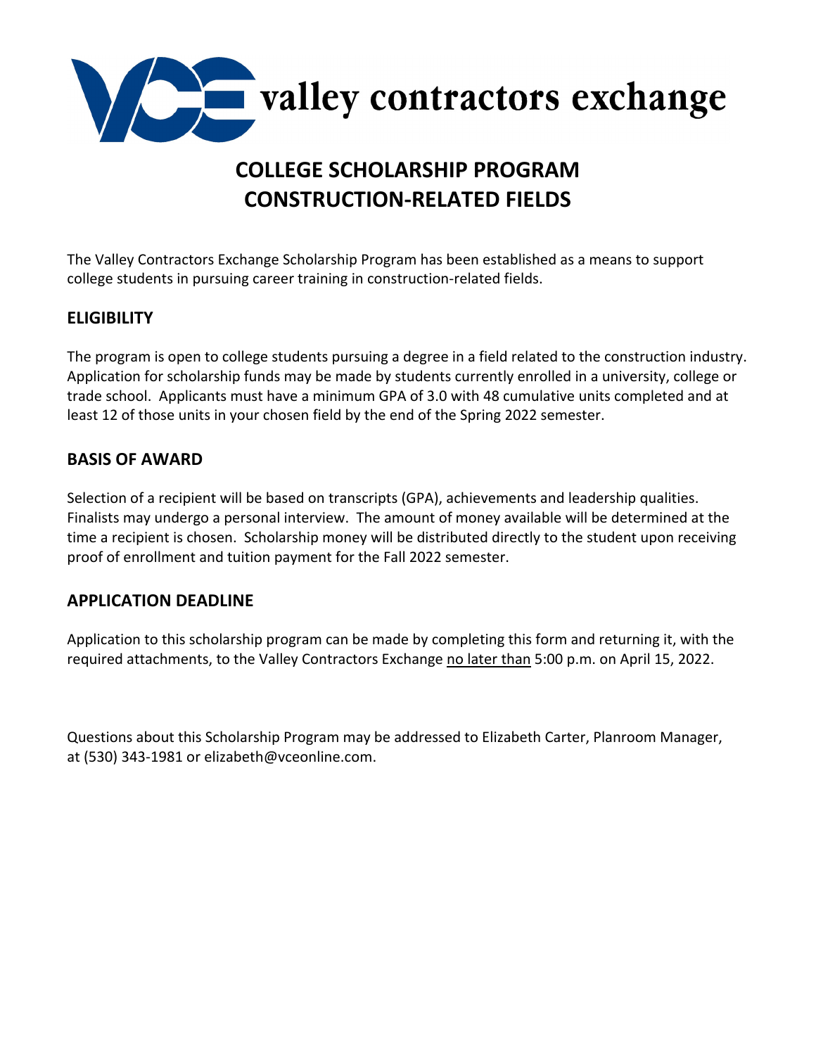valley contractors exchange

# COLLEGE SCHOLARSHIP PROGRAM
# CONSTRUCTION-RELATED FIELDS

The Valley Contractors Exchange Scholarship Program has been established as a means to support college students in pursuing career training in construction-related fields.

## ELIGIBILITY

The program is open to college students pursuing a degree in a field related to the construction industry. Application for scholarship funds may be made by students currently enrolled in a university, college or trade school. Applicants must have a minimum GPA of 3.0 with 48 cumulative units completed and at least 12 of those units in your chosen field by the end of the Spring 2022 semester.

## BASIS OF AWARD

Selection of a recipient will be based on transcripts (GPA), achievements and leadership qualities. Finalists may undergo a personal interview. The amount of money available will be determined at the time a recipient is chosen. Scholarship money will be distributed directly to the student upon receiving proof of enrollment and tuition payment for the Fall 2022 semester.

## APPLICATION DEADLINE

Application to this scholarship program can be made by completing this form and returning it, with the required attachments, to the Valley Contractors Exchange no later than 5:00 p.m. on April 15, 2022.

Questions about this Scholarship Program may be addressed to Elizabeth Carter, Planroom Manager, at (530) 343-1981 or elizabeth@vceonline.com.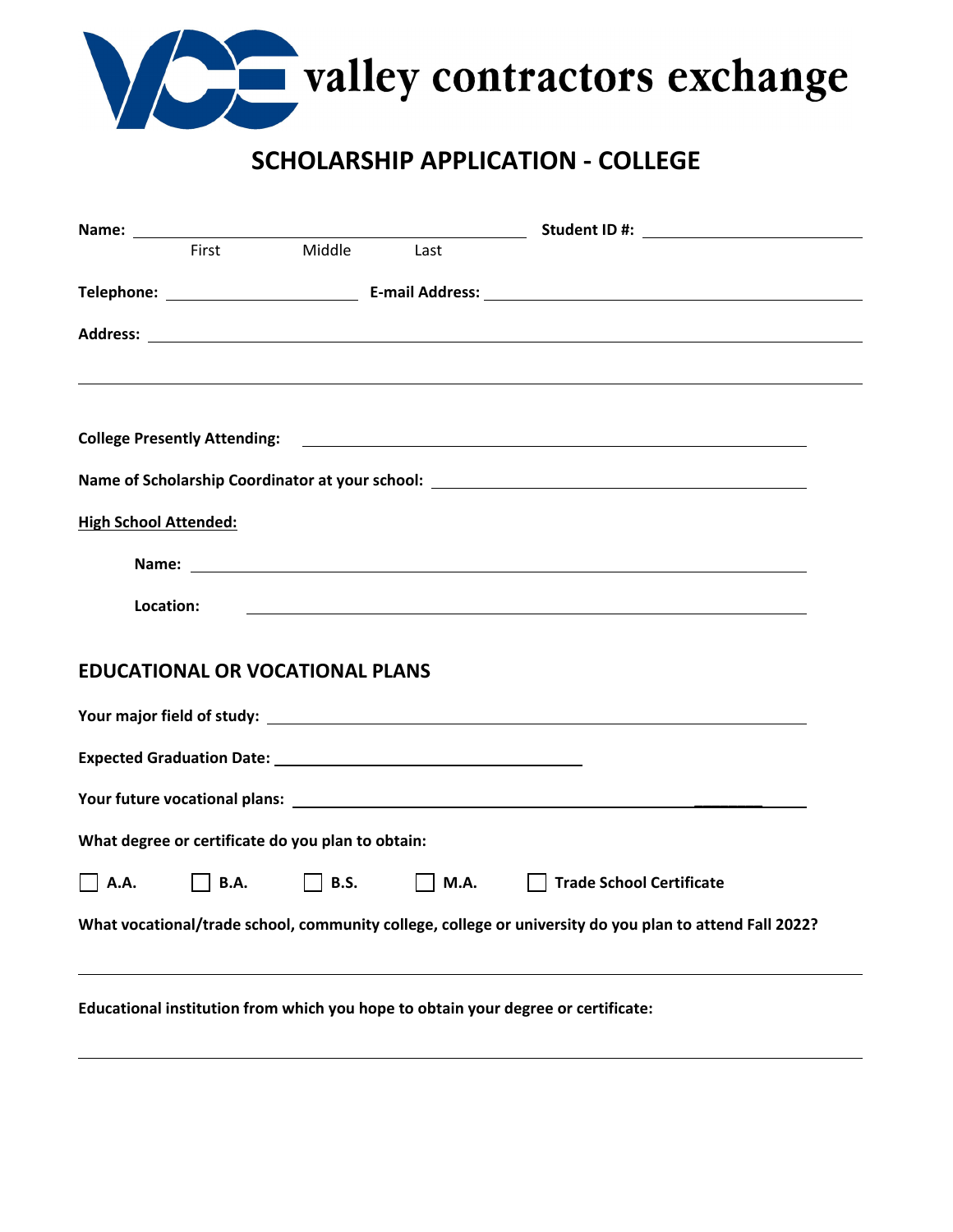valley contractors exchange

# SCHOLARSHIP APPLICATION - COLLEGE

**Name:** ______________________________ **Student ID #:** ____________________

First Middle Last

**Telephone:** ____________________ **E-mail Address:** ______________________________

**Address:** ________________________________________________________________

________________________________________________________________

**College Presently Attending:** ______________________________________________

**Name of Scholarship Coordinator at your school:** ______________________________

**High School Attended:**

**Name:** ________________________________________________________________

**Location:** ______________________________________________________________

## EDUCATIONAL OR VOCATIONAL PLANS

**Your major field of study:** ________________________________________________

**Expected Graduation Date:** ______________________________

**Your future vocational plans:** ______________________________________________

**What degree or certificate do you plan to obtain:**

☐ **A.A.** ☐ **B.A.** ☐ **B.S.** ☐ **M.A.** ☐ **Trade School Certificate**

**What vocational/trade school, community college, college or university do you plan to attend Fall 2022?**

________________________________________________________________

**Educational institution from which you hope to obtain your degree or certificate:**

________________________________________________________________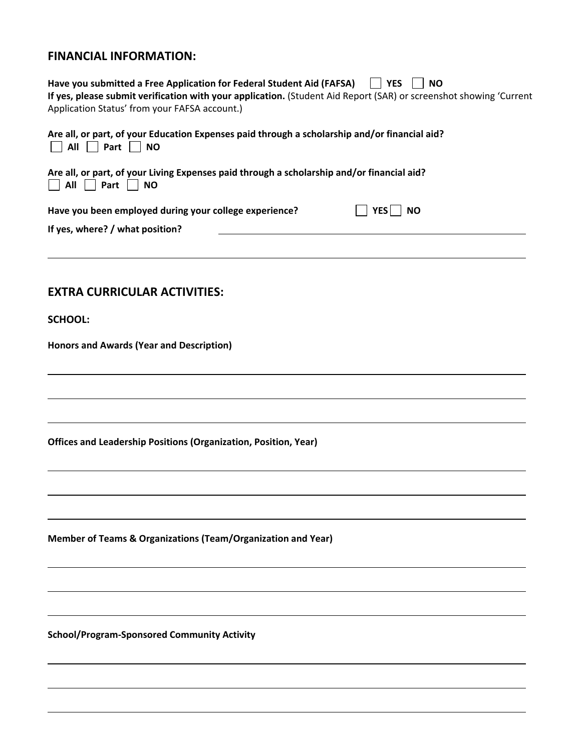## FINANCIAL INFORMATION:

**Have you submitted a Free Application for Federal Student Aid (FAFSA)** ☐ **YES** ☐ **NO**
**If yes, please submit verification with your application.** (Student Aid Report (SAR) or screenshot showing 'Current Application Status' from your FAFSA account.)

**Are all, or part, of your Education Expenses paid through a scholarship and/or financial aid?**
☐ **All** ☐ **Part** ☐ **NO**

**Are all, or part, of your Living Expenses paid through a scholarship and/or financial aid?**
☐ **All** ☐ **Part** ☐ **NO**

**Have you been employed during your college experience?** ☐ **YES** ☐ **NO**

**If yes, where? / what position?** ______________________________________________

______________________________________________________________________________

## EXTRA CURRICULAR ACTIVITIES:

**SCHOOL:**

**Honors and Awards (Year and Description)**

______________________________________________________________________________

______________________________________________________________________________

______________________________________________________________________________

**Offices and Leadership Positions (Organization, Position, Year)**

______________________________________________________________________________

______________________________________________________________________________

______________________________________________________________________________

**Member of Teams & Organizations (Team/Organization and Year)**

______________________________________________________________________________

______________________________________________________________________________

______________________________________________________________________________

**School/Program-Sponsored Community Activity**

______________________________________________________________________________

______________________________________________________________________________

______________________________________________________________________________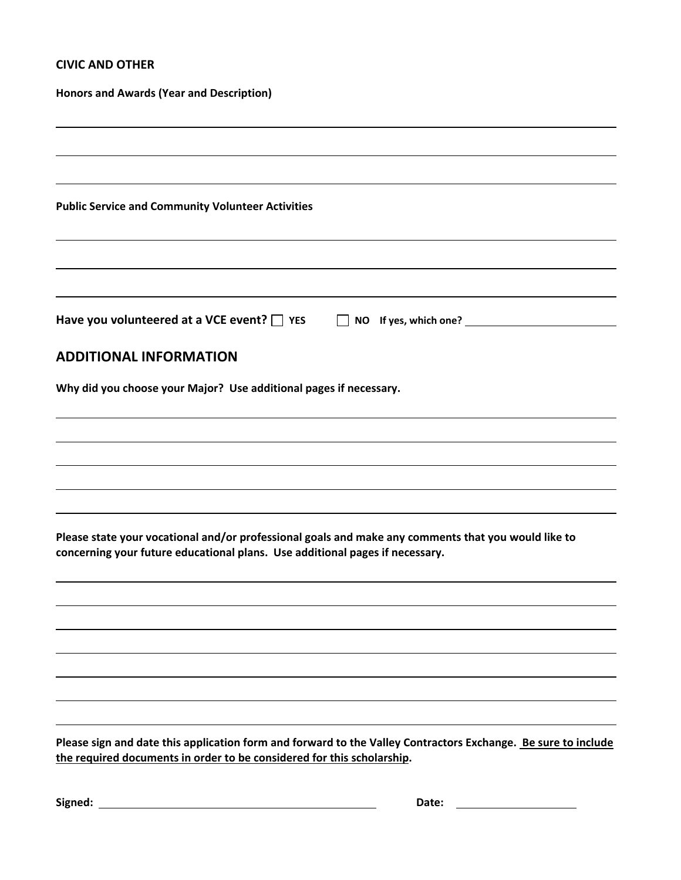**CIVIC AND OTHER**

**Honors and Awards (Year and Description)**

_______________________________________________

_______________________________________________

_______________________________________________

**Public Service and Community Volunteer Activities**

_______________________________________________

_______________________________________________

_______________________________________________

**Have you volunteered at a VCE event?** ☐ **YES** ☐ **NO** **If yes, which one?** ____________________

## ADDITIONAL INFORMATION

**Why did you choose your Major? Use additional pages if necessary.**

_______________________________________________

_______________________________________________

_______________________________________________

_______________________________________________

_______________________________________________

**Please state your vocational and/or professional goals and make any comments that you would like to concerning your future educational plans. Use additional pages if necessary.**

_______________________________________________

_______________________________________________

_______________________________________________

_______________________________________________

_______________________________________________

_______________________________________________

_______________________________________________

**Please sign and date this application form and forward to the Valley Contractors Exchange. <u>Be sure to include the required documents in order to be considered for this scholarship</u>.**

**Signed:** ______________________________ **Date:** ____________________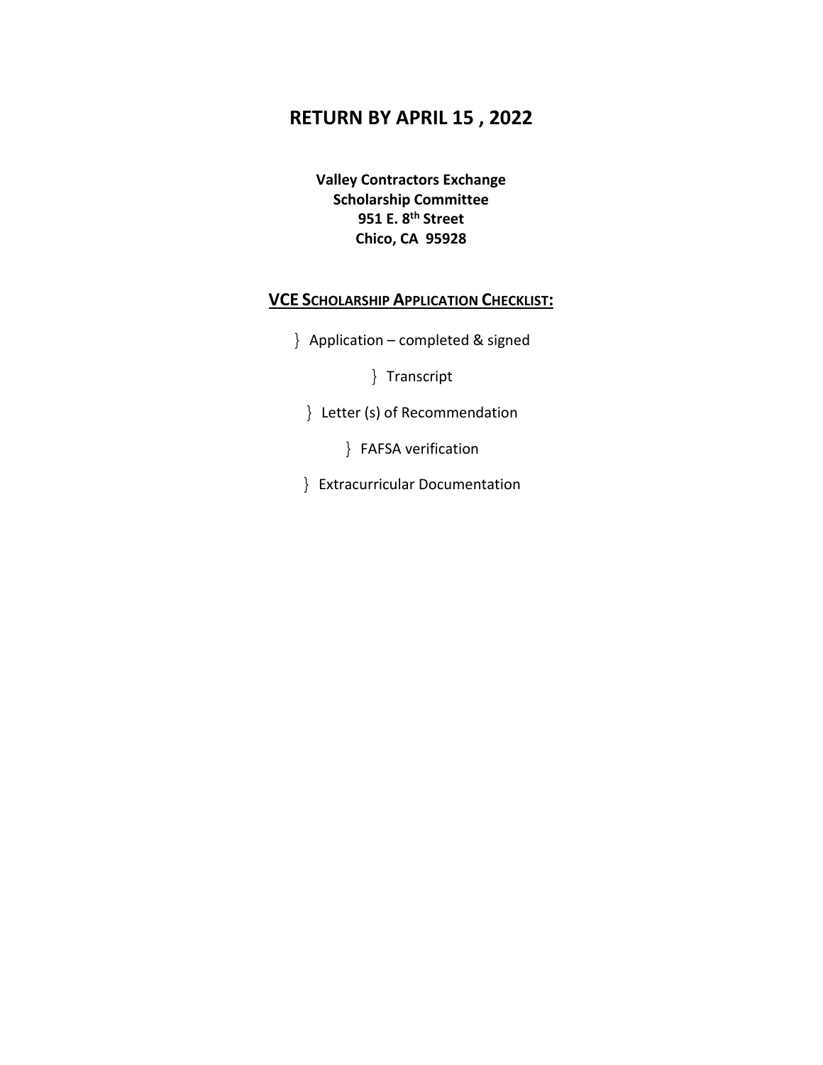# RETURN BY APRIL 15 , 2022

**Valley Contractors Exchange**
**Scholarship Committee**
**951 E. 8th Street**
**Chico, CA 95928**

## VCE SCHOLARSHIP APPLICATION CHECKLIST:

} Application – completed & signed

} Transcript

} Letter (s) of Recommendation

} FAFSA verification

} Extracurricular Documentation